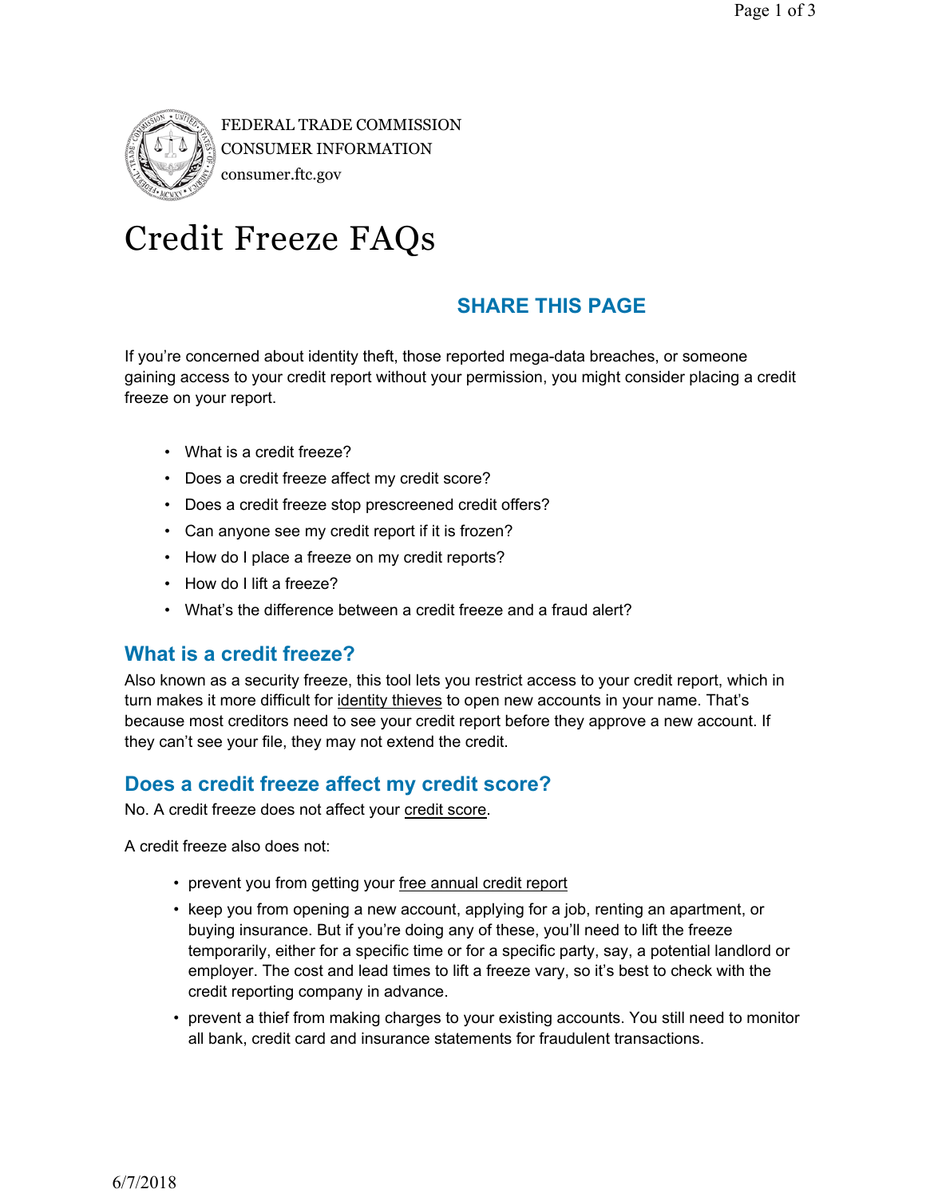FEDERAL TRADE COMMISSION
CONSUMER INFORMATION
consumer.ftc.gov

# Credit Freeze FAQs

**SHARE THIS PAGE**

If you're concerned about identity theft, those reported mega-data breaches, or someone gaining access to your credit report without your permission, you might consider placing a credit freeze on your report.

- What is a credit freeze?
- Does a credit freeze affect my credit score?
- Does a credit freeze stop prescreened credit offers?
- Can anyone see my credit report if it is frozen?
- How do I place a freeze on my credit reports?
- How do I lift a freeze?
- What's the difference between a credit freeze and a fraud alert?

## What is a credit freeze?

Also known as a security freeze, this tool lets you restrict access to your credit report, which in turn makes it more difficult for identity thieves to open new accounts in your name. That's because most creditors need to see your credit report before they approve a new account. If they can't see your file, they may not extend the credit.

## Does a credit freeze affect my credit score?

No. A credit freeze does not affect your credit score.

A credit freeze also does not:

- prevent you from getting your free annual credit report
- keep you from opening a new account, applying for a job, renting an apartment, or buying insurance. But if you're doing any of these, you'll need to lift the freeze temporarily, either for a specific time or for a specific party, say, a potential landlord or employer. The cost and lead times to lift a freeze vary, so it's best to check with the credit reporting company in advance.
- prevent a thief from making charges to your existing accounts. You still need to monitor all bank, credit card and insurance statements for fraudulent transactions.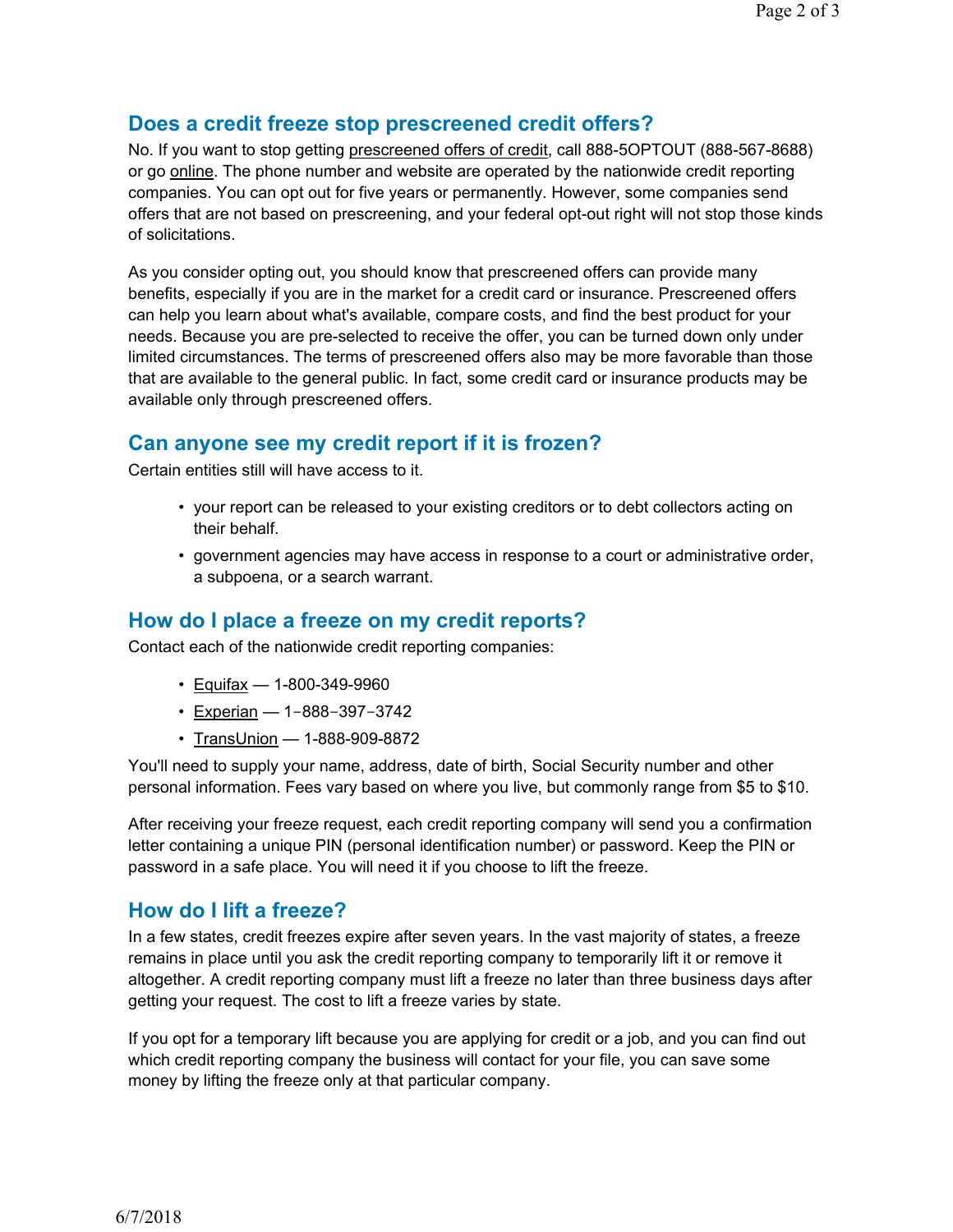## Does a credit freeze stop prescreened credit offers?

No. If you want to stop getting prescreened offers of credit, call 888-5OPTOUT (888-567-8688) or go online. The phone number and website are operated by the nationwide credit reporting companies. You can opt out for five years or permanently. However, some companies send offers that are not based on prescreening, and your federal opt-out right will not stop those kinds of solicitations.

As you consider opting out, you should know that prescreened offers can provide many benefits, especially if you are in the market for a credit card or insurance. Prescreened offers can help you learn about what's available, compare costs, and find the best product for your needs. Because you are pre-selected to receive the offer, you can be turned down only under limited circumstances. The terms of prescreened offers also may be more favorable than those that are available to the general public. In fact, some credit card or insurance products may be available only through prescreened offers.

## Can anyone see my credit report if it is frozen?

Certain entities still will have access to it.

- your report can be released to your existing creditors or to debt collectors acting on their behalf.
- government agencies may have access in response to a court or administrative order, a subpoena, or a search warrant.

## How do I place a freeze on my credit reports?

Contact each of the nationwide credit reporting companies:

- Equifax — 1-800-349-9960
- Experian — 1-888-397-3742
- TransUnion — 1-888-909-8872

You'll need to supply your name, address, date of birth, Social Security number and other personal information. Fees vary based on where you live, but commonly range from $5 to $10.

After receiving your freeze request, each credit reporting company will send you a confirmation letter containing a unique PIN (personal identification number) or password. Keep the PIN or password in a safe place. You will need it if you choose to lift the freeze.

## How do I lift a freeze?

In a few states, credit freezes expire after seven years. In the vast majority of states, a freeze remains in place until you ask the credit reporting company to temporarily lift it or remove it altogether. A credit reporting company must lift a freeze no later than three business days after getting your request. The cost to lift a freeze varies by state.

If you opt for a temporary lift because you are applying for credit or a job, and you can find out which credit reporting company the business will contact for your file, you can save some money by lifting the freeze only at that particular company.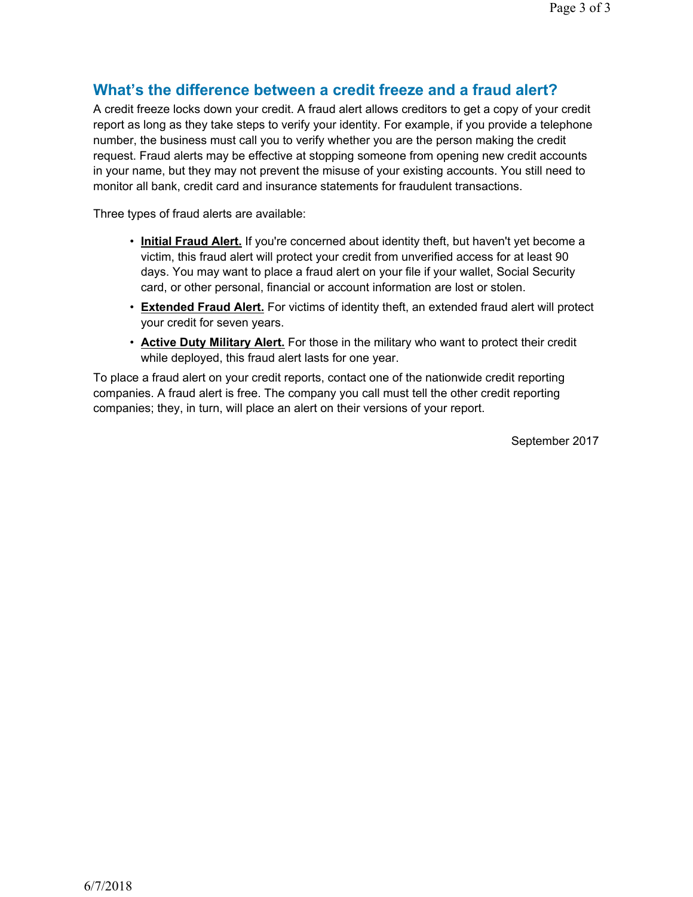## What's the difference between a credit freeze and a fraud alert?

A credit freeze locks down your credit. A fraud alert allows creditors to get a copy of your credit report as long as they take steps to verify your identity. For example, if you provide a telephone number, the business must call you to verify whether you are the person making the credit request. Fraud alerts may be effective at stopping someone from opening new credit accounts in your name, but they may not prevent the misuse of your existing accounts. You still need to monitor all bank, credit card and insurance statements for fraudulent transactions.

Three types of fraud alerts are available:

- **Initial Fraud Alert.** If you're concerned about identity theft, but haven't yet become a victim, this fraud alert will protect your credit from unverified access for at least 90 days. You may want to place a fraud alert on your file if your wallet, Social Security card, or other personal, financial or account information are lost or stolen.
- **Extended Fraud Alert.** For victims of identity theft, an extended fraud alert will protect your credit for seven years.
- **Active Duty Military Alert.** For those in the military who want to protect their credit while deployed, this fraud alert lasts for one year.

To place a fraud alert on your credit reports, contact one of the nationwide credit reporting companies. A fraud alert is free. The company you call must tell the other credit reporting companies; they, in turn, will place an alert on their versions of your report.

September 2017